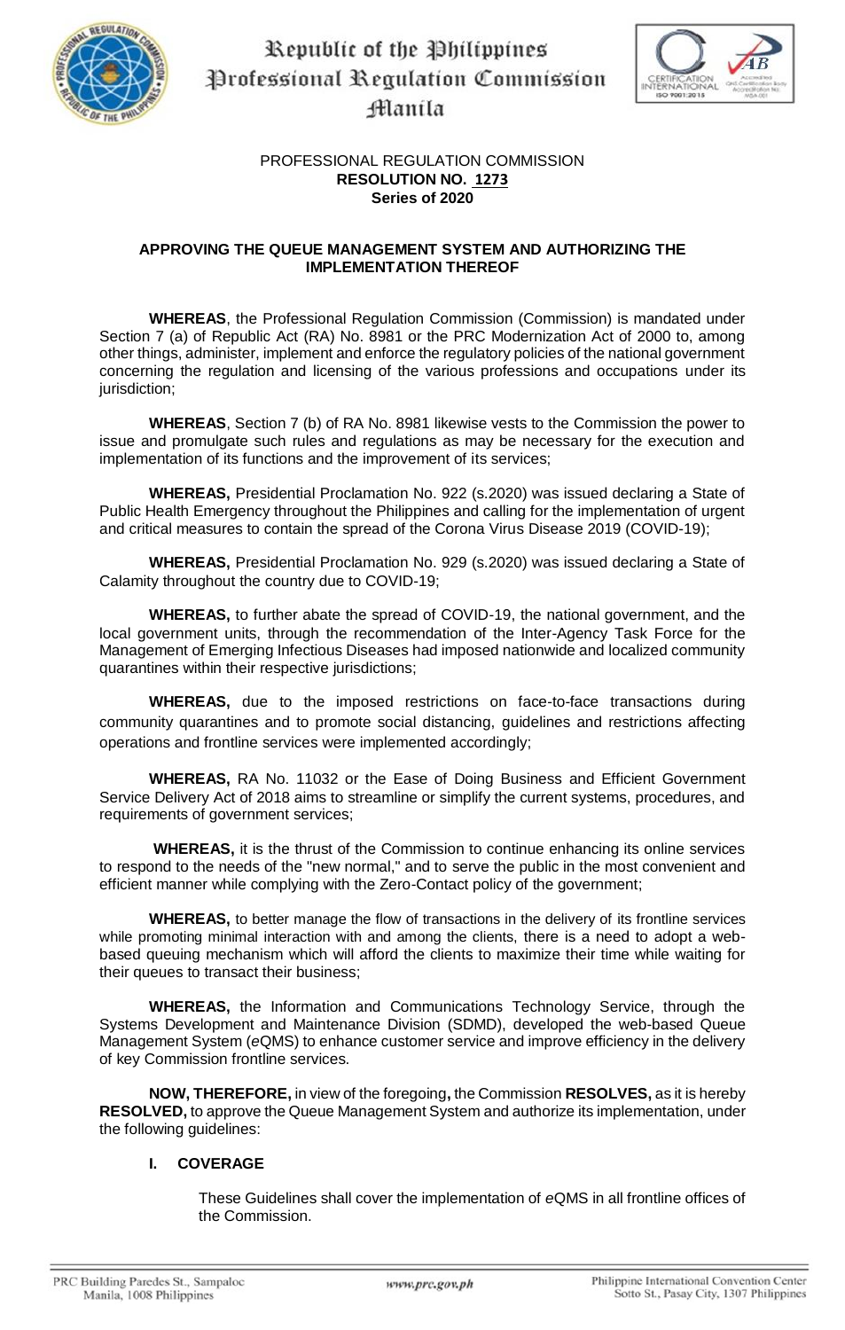Republic of the Philippines
Professional Regulation Commission
Manila

PROFESSIONAL REGULATION COMMISSION
**RESOLUTION NO. 1273**
**Series of 2020**

## APPROVING THE QUEUE MANAGEMENT SYSTEM AND AUTHORIZING THE IMPLEMENTATION THEREOF

**WHEREAS**, the Professional Regulation Commission (Commission) is mandated under Section 7 (a) of Republic Act (RA) No. 8981 or the PRC Modernization Act of 2000 to, among other things, administer, implement and enforce the regulatory policies of the national government concerning the regulation and licensing of the various professions and occupations under its jurisdiction;

**WHEREAS**, Section 7 (b) of RA No. 8981 likewise vests to the Commission the power to issue and promulgate such rules and regulations as may be necessary for the execution and implementation of its functions and the improvement of its services;

**WHEREAS,** Presidential Proclamation No. 922 (s.2020) was issued declaring a State of Public Health Emergency throughout the Philippines and calling for the implementation of urgent and critical measures to contain the spread of the Corona Virus Disease 2019 (COVID-19);

**WHEREAS,** Presidential Proclamation No. 929 (s.2020) was issued declaring a State of Calamity throughout the country due to COVID-19;

**WHEREAS,** to further abate the spread of COVID-19, the national government, and the local government units, through the recommendation of the Inter-Agency Task Force for the Management of Emerging Infectious Diseases had imposed nationwide and localized community quarantines within their respective jurisdictions;

**WHEREAS,** due to the imposed restrictions on face-to-face transactions during community quarantines and to promote social distancing, guidelines and restrictions affecting operations and frontline services were implemented accordingly;

**WHEREAS,** RA No. 11032 or the Ease of Doing Business and Efficient Government Service Delivery Act of 2018 aims to streamline or simplify the current systems, procedures, and requirements of government services;

**WHEREAS,** it is the thrust of the Commission to continue enhancing its online services to respond to the needs of the "new normal," and to serve the public in the most convenient and efficient manner while complying with the Zero-Contact policy of the government;

**WHEREAS,** to better manage the flow of transactions in the delivery of its frontline services while promoting minimal interaction with and among the clients, there is a need to adopt a web-based queuing mechanism which will afford the clients to maximize their time while waiting for their queues to transact their business;

**WHEREAS,** the Information and Communications Technology Service, through the Systems Development and Maintenance Division (SDMD), developed the web-based Queue Management System (*e*QMS) to enhance customer service and improve efficiency in the delivery of key Commission frontline services.

**NOW, THEREFORE,** in view of the foregoing**,** the Commission **RESOLVES,** as it is hereby **RESOLVED,** to approve the Queue Management System and authorize its implementation, under the following guidelines:

### I. COVERAGE

These Guidelines shall cover the implementation of *e*QMS in all frontline offices of the Commission.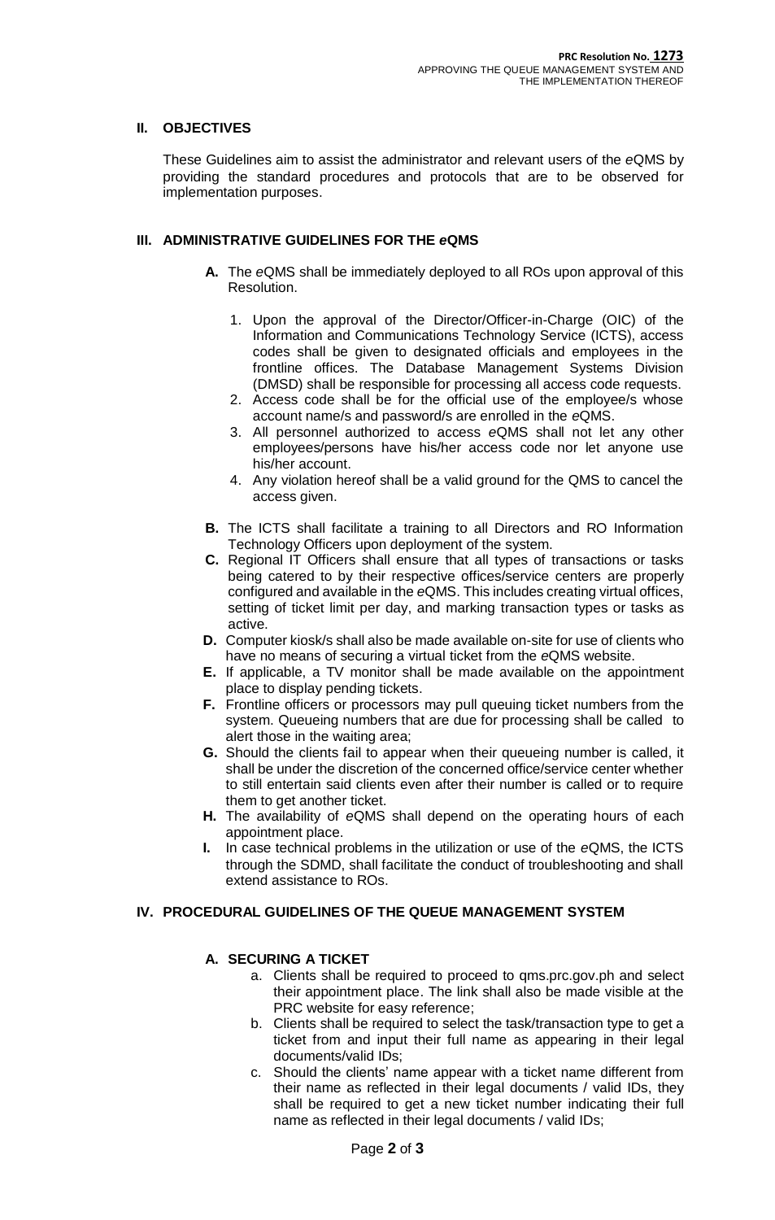## II. OBJECTIVES

These Guidelines aim to assist the administrator and relevant users of the *e*QMS by providing the standard procedures and protocols that are to be observed for implementation purposes.

## III. ADMINISTRATIVE GUIDELINES FOR THE *e*QMS

**A.** The *e*QMS shall be immediately deployed to all ROs upon approval of this Resolution.

1. Upon the approval of the Director/Officer-in-Charge (OIC) of the Information and Communications Technology Service (ICTS), access codes shall be given to designated officials and employees in the frontline offices. The Database Management Systems Division (DMSD) shall be responsible for processing all access code requests.
2. Access code shall be for the official use of the employee/s whose account name/s and password/s are enrolled in the *e*QMS.
3. All personnel authorized to access *e*QMS shall not let any other employees/persons have his/her access code nor let anyone use his/her account.
4. Any violation hereof shall be a valid ground for the QMS to cancel the access given.

**B.** The ICTS shall facilitate a training to all Directors and RO Information Technology Officers upon deployment of the system.

**C.** Regional IT Officers shall ensure that all types of transactions or tasks being catered to by their respective offices/service centers are properly configured and available in the *e*QMS. This includes creating virtual offices, setting of ticket limit per day, and marking transaction types or tasks as active.

**D.** Computer kiosk/s shall also be made available on-site for use of clients who have no means of securing a virtual ticket from the *e*QMS website.

**E.** If applicable, a TV monitor shall be made available on the appointment place to display pending tickets.

**F.** Frontline officers or processors may pull queuing ticket numbers from the system. Queueing numbers that are due for processing shall be called to alert those in the waiting area;

**G.** Should the clients fail to appear when their queueing number is called, it shall be under the discretion of the concerned office/service center whether to still entertain said clients even after their number is called or to require them to get another ticket.

**H.** The availability of *e*QMS shall depend on the operating hours of each appointment place.

**I.** In case technical problems in the utilization or use of the *e*QMS, the ICTS through the SDMD, shall facilitate the conduct of troubleshooting and shall extend assistance to ROs.

## IV. PROCEDURAL GUIDELINES OF THE QUEUE MANAGEMENT SYSTEM

### A. SECURING A TICKET

a. Clients shall be required to proceed to qms.prc.gov.ph and select their appointment place. The link shall also be made visible at the PRC website for easy reference;

b. Clients shall be required to select the task/transaction type to get a ticket from and input their full name as appearing in their legal documents/valid IDs;

c. Should the clients' name appear with a ticket name different from their name as reflected in their legal documents / valid IDs, they shall be required to get a new ticket number indicating their full name as reflected in their legal documents / valid IDs;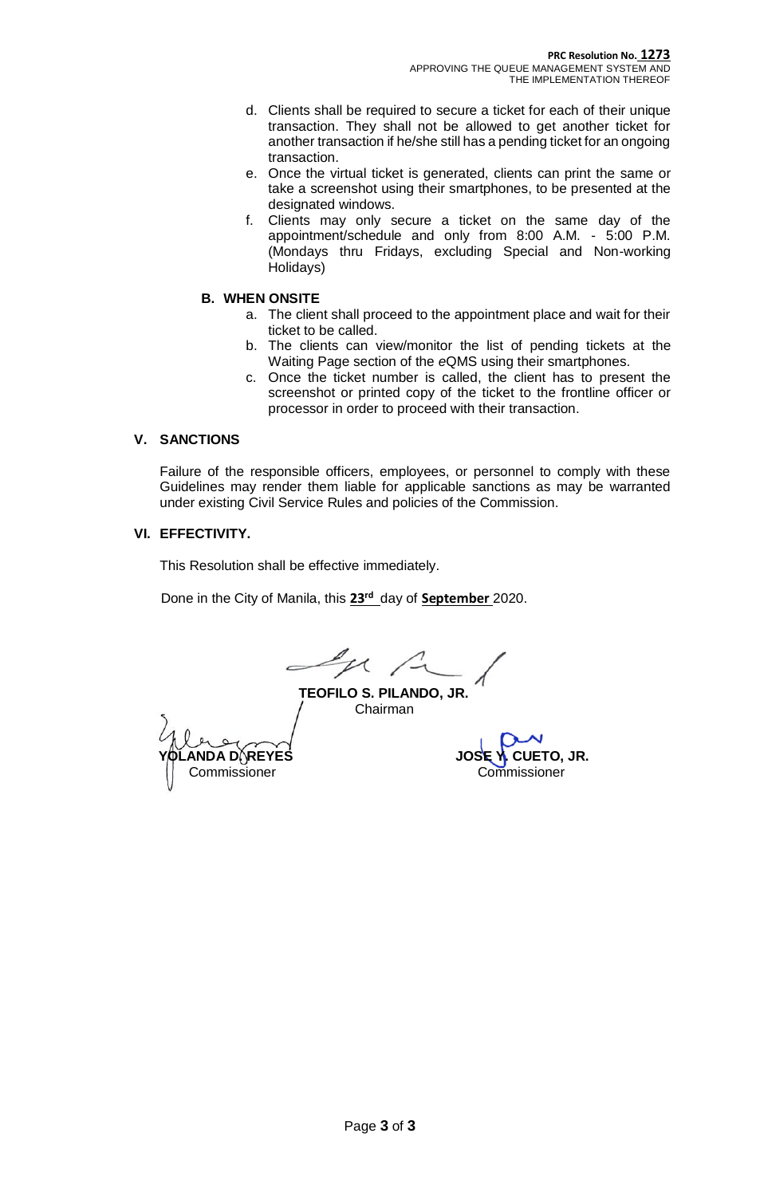d. Clients shall be required to secure a ticket for each of their unique transaction. They shall not be allowed to get another ticket for another transaction if he/she still has a pending ticket for an ongoing transaction.

e. Once the virtual ticket is generated, clients can print the same or take a screenshot using their smartphones, to be presented at the designated windows.

f. Clients may only secure a ticket on the same day of the appointment/schedule and only from 8:00 A.M. - 5:00 P.M. (Mondays thru Fridays, excluding Special and Non-working Holidays)

### B. WHEN ONSITE

a. The client shall proceed to the appointment place and wait for their ticket to be called.

b. The clients can view/monitor the list of pending tickets at the Waiting Page section of the *e*QMS using their smartphones.

c. Once the ticket number is called, the client has to present the screenshot or printed copy of the ticket to the frontline officer or processor in order to proceed with their transaction.

## V. SANCTIONS

Failure of the responsible officers, employees, or personnel to comply with these Guidelines may render them liable for applicable sanctions as may be warranted under existing Civil Service Rules and policies of the Commission.

## VI. EFFECTIVITY.

This Resolution shall be effective immediately.

Done in the City of Manila, this **23rd** day of **September** 2020.

**TEOFILO S. PILANDO, JR.**
Chairman

**YOLANDA D. REYES**
Commissioner

**JOSE Y. CUETO, JR.**
Commissioner